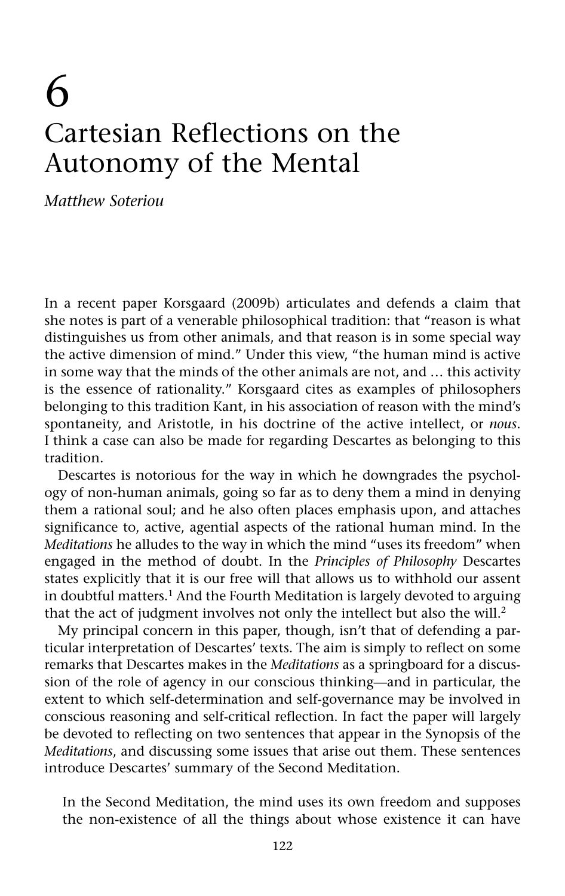# 6
# Cartesian Reflections on the Autonomy of the Mental

*Matthew Soteriou*

In a recent paper Korsgaard (2009b) articulates and defends a claim that she notes is part of a venerable philosophical tradition: that "reason is what distinguishes us from other animals, and that reason is in some special way the active dimension of mind." Under this view, "the human mind is active in some way that the minds of the other animals are not, and … this activity is the essence of rationality." Korsgaard cites as examples of philosophers belonging to this tradition Kant, in his association of reason with the mind's spontaneity, and Aristotle, in his doctrine of the active intellect, or *nous*. I think a case can also be made for regarding Descartes as belonging to this tradition.

Descartes is notorious for the way in which he downgrades the psychology of non-human animals, going so far as to deny them a mind in denying them a rational soul; and he also often places emphasis upon, and attaches significance to, active, agential aspects of the rational human mind. In the *Meditations* he alludes to the way in which the mind "uses its freedom" when engaged in the method of doubt. In the *Principles of Philosophy* Descartes states explicitly that it is our free will that allows us to withhold our assent in doubtful matters.[1] And the Fourth Meditation is largely devoted to arguing that the act of judgment involves not only the intellect but also the will.[2]

My principal concern in this paper, though, isn't that of defending a particular interpretation of Descartes' texts. The aim is simply to reflect on some remarks that Descartes makes in the *Meditations* as a springboard for a discussion of the role of agency in our conscious thinking—and in particular, the extent to which self-determination and self-governance may be involved in conscious reasoning and self-critical reflection. In fact the paper will largely be devoted to reflecting on two sentences that appear in the Synopsis of the *Meditations*, and discussing some issues that arise out them. These sentences introduce Descartes' summary of the Second Meditation.

> In the Second Meditation, the mind uses its own freedom and supposes the non-existence of all the things about whose existence it can have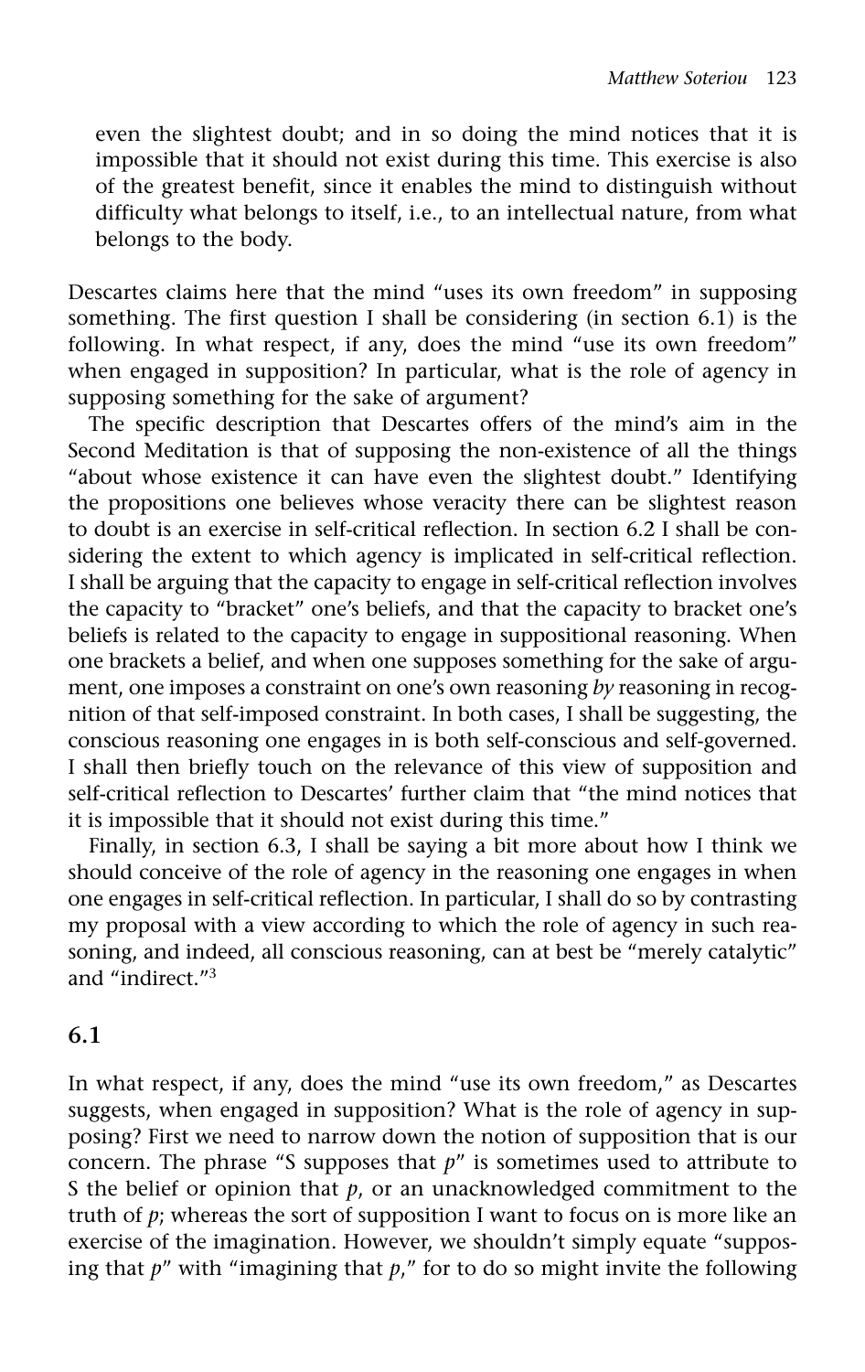> even the slightest doubt; and in so doing the mind notices that it is impossible that it should not exist during this time. This exercise is also of the greatest benefit, since it enables the mind to distinguish without difficulty what belongs to itself, i.e., to an intellectual nature, from what belongs to the body.

Descartes claims here that the mind "uses its own freedom" in supposing something. The first question I shall be considering (in section 6.1) is the following. In what respect, if any, does the mind "use its own freedom" when engaged in supposition? In particular, what is the role of agency in supposing something for the sake of argument?

The specific description that Descartes offers of the mind's aim in the Second Meditation is that of supposing the non-existence of all the things "about whose existence it can have even the slightest doubt." Identifying the propositions one believes whose veracity there can be slightest reason to doubt is an exercise in self-critical reflection. In section 6.2 I shall be considering the extent to which agency is implicated in self-critical reflection. I shall be arguing that the capacity to engage in self-critical reflection involves the capacity to "bracket" one's beliefs, and that the capacity to bracket one's beliefs is related to the capacity to engage in suppositional reasoning. When one brackets a belief, and when one supposes something for the sake of argument, one imposes a constraint on one's own reasoning *by* reasoning in recognition of that self-imposed constraint. In both cases, I shall be suggesting, the conscious reasoning one engages in is both self-conscious and self-governed. I shall then briefly touch on the relevance of this view of supposition and self-critical reflection to Descartes' further claim that "the mind notices that it is impossible that it should not exist during this time."

Finally, in section 6.3, I shall be saying a bit more about how I think we should conceive of the role of agency in the reasoning one engages in when one engages in self-critical reflection. In particular, I shall do so by contrasting my proposal with a view according to which the role of agency in such reasoning, and indeed, all conscious reasoning, can at best be "merely catalytic" and "indirect."[3]

## 6.1

In what respect, if any, does the mind "use its own freedom," as Descartes suggests, when engaged in supposition? What is the role of agency in supposing? First we need to narrow down the notion of supposition that is our concern. The phrase "S supposes that *p*" is sometimes used to attribute to S the belief or opinion that *p*, or an unacknowledged commitment to the truth of *p*; whereas the sort of supposition I want to focus on is more like an exercise of the imagination. However, we shouldn't simply equate "supposing that *p*" with "imagining that *p*," for to do so might invite the following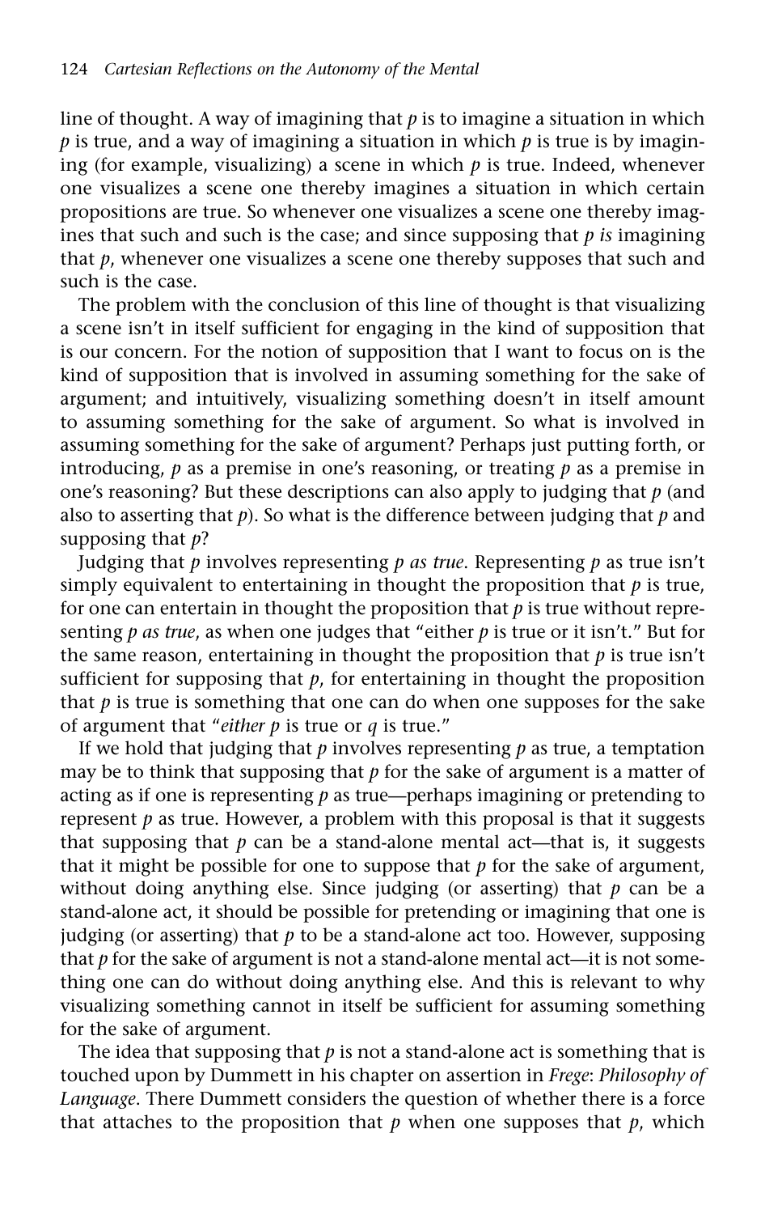line of thought. A way of imagining that *p* is to imagine a situation in which *p* is true, and a way of imagining a situation in which *p* is true is by imagining (for example, visualizing) a scene in which *p* is true. Indeed, whenever one visualizes a scene one thereby imagines a situation in which certain propositions are true. So whenever one visualizes a scene one thereby imagines that such and such is the case; and since supposing that *p is* imagining that *p*, whenever one visualizes a scene one thereby supposes that such and such is the case.

The problem with the conclusion of this line of thought is that visualizing a scene isn't in itself sufficient for engaging in the kind of supposition that is our concern. For the notion of supposition that I want to focus on is the kind of supposition that is involved in assuming something for the sake of argument; and intuitively, visualizing something doesn't in itself amount to assuming something for the sake of argument. So what is involved in assuming something for the sake of argument? Perhaps just putting forth, or introducing, *p* as a premise in one's reasoning, or treating *p* as a premise in one's reasoning? But these descriptions can also apply to judging that *p* (and also to asserting that *p*). So what is the difference between judging that *p* and supposing that *p*?

Judging that *p* involves representing *p as true*. Representing *p* as true isn't simply equivalent to entertaining in thought the proposition that *p* is true, for one can entertain in thought the proposition that *p* is true without representing *p as true*, as when one judges that "either *p* is true or it isn't." But for the same reason, entertaining in thought the proposition that *p* is true isn't sufficient for supposing that *p*, for entertaining in thought the proposition that *p* is true is something that one can do when one supposes for the sake of argument that "*either p* is true or *q* is true."

If we hold that judging that *p* involves representing *p* as true, a temptation may be to think that supposing that *p* for the sake of argument is a matter of acting as if one is representing *p* as true—perhaps imagining or pretending to represent *p* as true. However, a problem with this proposal is that it suggests that supposing that *p* can be a stand-alone mental act—that is, it suggests that it might be possible for one to suppose that *p* for the sake of argument, without doing anything else. Since judging (or asserting) that *p* can be a stand-alone act, it should be possible for pretending or imagining that one is judging (or asserting) that *p* to be a stand-alone act too. However, supposing that *p* for the sake of argument is not a stand-alone mental act—it is not something one can do without doing anything else. And this is relevant to why visualizing something cannot in itself be sufficient for assuming something for the sake of argument.

The idea that supposing that *p* is not a stand-alone act is something that is touched upon by Dummett in his chapter on assertion in *Frege*: *Philosophy of Language*. There Dummett considers the question of whether there is a force that attaches to the proposition that *p* when one supposes that *p*, which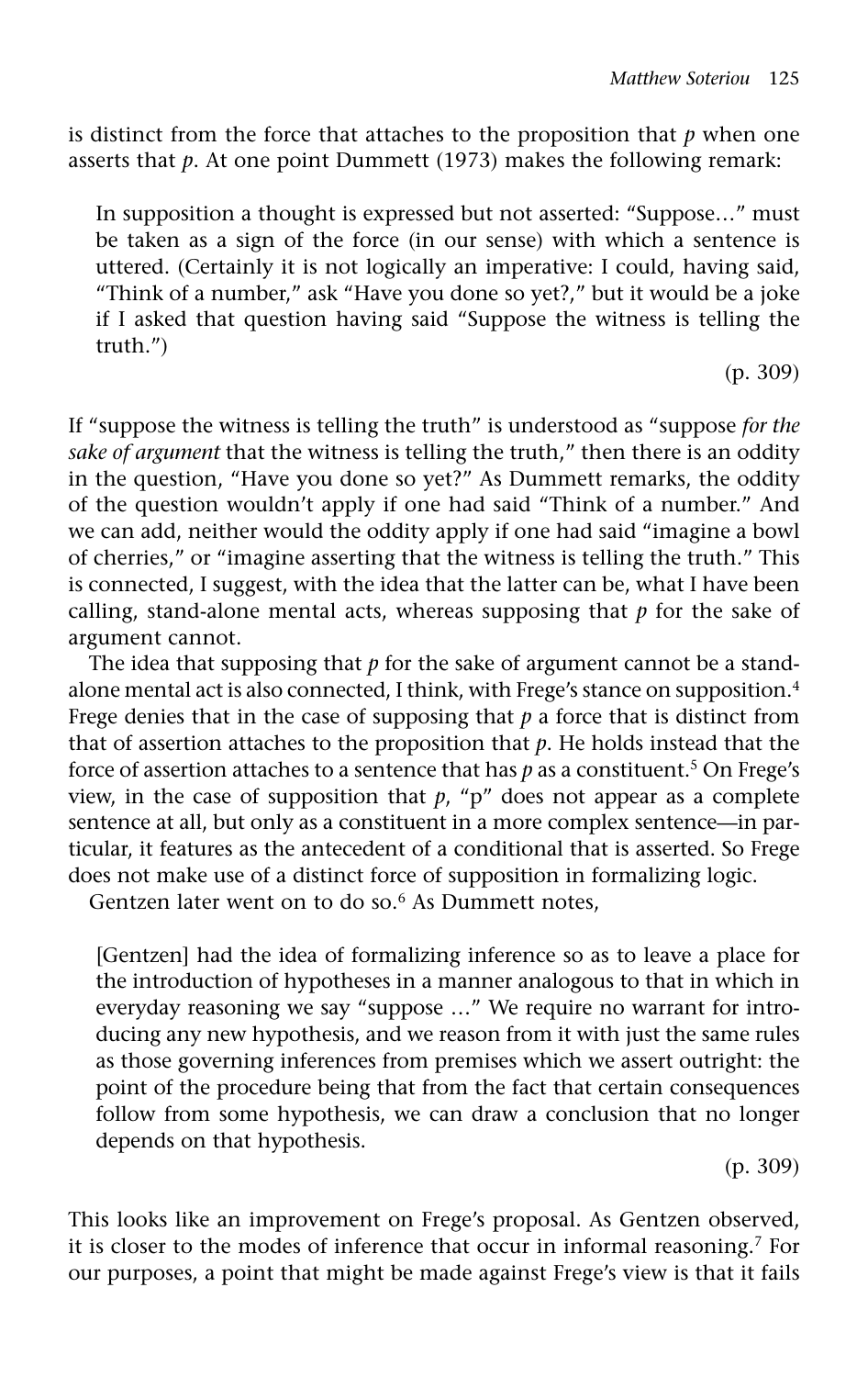is distinct from the force that attaches to the proposition that *p* when one asserts that *p*. At one point Dummett (1973) makes the following remark:

> In supposition a thought is expressed but not asserted: "Suppose…" must be taken as a sign of the force (in our sense) with which a sentence is uttered. (Certainly it is not logically an imperative: I could, having said, "Think of a number," ask "Have you done so yet?," but it would be a joke if I asked that question having said "Suppose the witness is telling the truth.")
>
> (p. 309)

If "suppose the witness is telling the truth" is understood as "suppose *for the sake of argument* that the witness is telling the truth," then there is an oddity in the question, "Have you done so yet?" As Dummett remarks, the oddity of the question wouldn't apply if one had said "Think of a number." And we can add, neither would the oddity apply if one had said "imagine a bowl of cherries," or "imagine asserting that the witness is telling the truth." This is connected, I suggest, with the idea that the latter can be, what I have been calling, stand-alone mental acts, whereas supposing that *p* for the sake of argument cannot.

The idea that supposing that *p* for the sake of argument cannot be a stand-alone mental act is also connected, I think, with Frege's stance on supposition.[4] Frege denies that in the case of supposing that *p* a force that is distinct from that of assertion attaches to the proposition that *p*. He holds instead that the force of assertion attaches to a sentence that has *p* as a constituent.[5] On Frege's view, in the case of supposition that *p*, "p" does not appear as a complete sentence at all, but only as a constituent in a more complex sentence—in particular, it features as the antecedent of a conditional that is asserted. So Frege does not make use of a distinct force of supposition in formalizing logic.

Gentzen later went on to do so.[6] As Dummett notes,

> [Gentzen] had the idea of formalizing inference so as to leave a place for the introduction of hypotheses in a manner analogous to that in which in everyday reasoning we say "suppose …" We require no warrant for introducing any new hypothesis, and we reason from it with just the same rules as those governing inferences from premises which we assert outright: the point of the procedure being that from the fact that certain consequences follow from some hypothesis, we can draw a conclusion that no longer depends on that hypothesis.
>
> (p. 309)

This looks like an improvement on Frege's proposal. As Gentzen observed, it is closer to the modes of inference that occur in informal reasoning.[7] For our purposes, a point that might be made against Frege's view is that it fails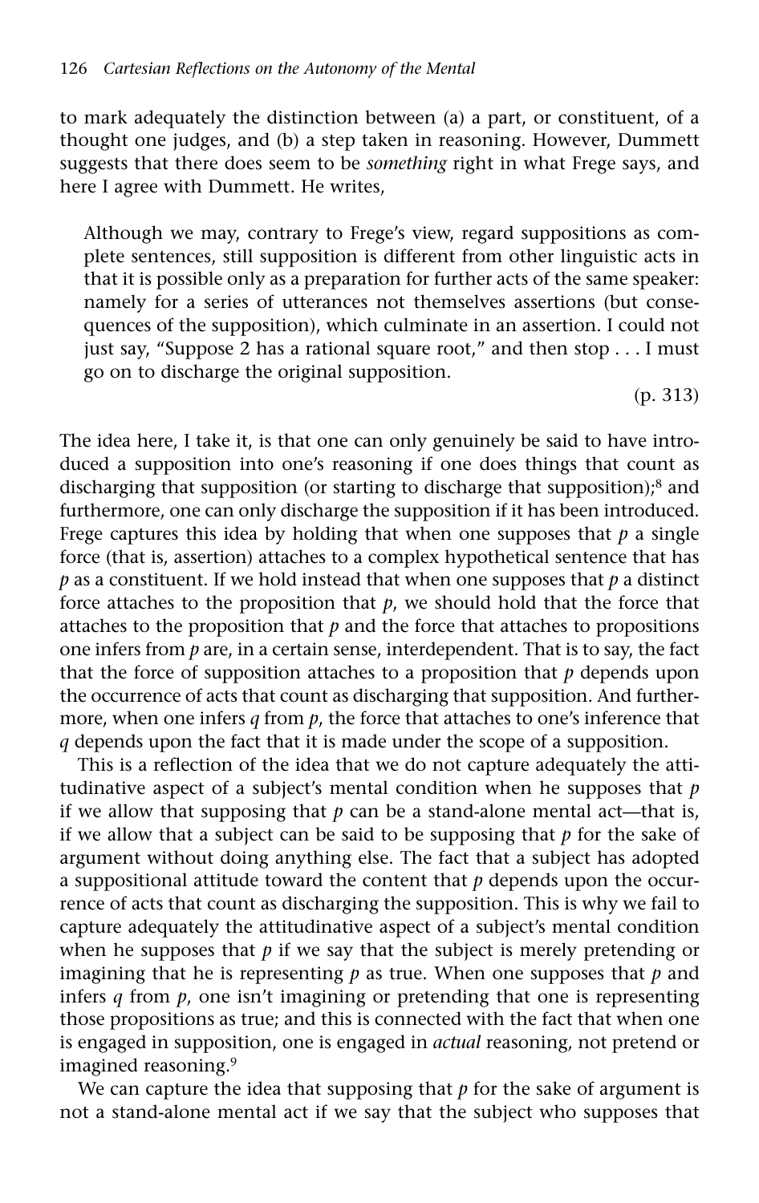to mark adequately the distinction between (a) a part, or constituent, of a thought one judges, and (b) a step taken in reasoning. However, Dummett suggests that there does seem to be *something* right in what Frege says, and here I agree with Dummett. He writes,

> Although we may, contrary to Frege's view, regard suppositions as complete sentences, still supposition is different from other linguistic acts in that it is possible only as a preparation for further acts of the same speaker: namely for a series of utterances not themselves assertions (but consequences of the supposition), which culminate in an assertion. I could not just say, "Suppose 2 has a rational square root," and then stop . . . I must go on to discharge the original supposition.
>
> (p. 313)

The idea here, I take it, is that one can only genuinely be said to have introduced a supposition into one's reasoning if one does things that count as discharging that supposition (or starting to discharge that supposition);[8] and furthermore, one can only discharge the supposition if it has been introduced. Frege captures this idea by holding that when one supposes that *p* a single force (that is, assertion) attaches to a complex hypothetical sentence that has *p* as a constituent. If we hold instead that when one supposes that *p* a distinct force attaches to the proposition that *p*, we should hold that the force that attaches to the proposition that *p* and the force that attaches to propositions one infers from *p* are, in a certain sense, interdependent. That is to say, the fact that the force of supposition attaches to a proposition that *p* depends upon the occurrence of acts that count as discharging that supposition. And furthermore, when one infers *q* from *p*, the force that attaches to one's inference that *q* depends upon the fact that it is made under the scope of a supposition.

This is a reflection of the idea that we do not capture adequately the attitudinative aspect of a subject's mental condition when he supposes that *p* if we allow that supposing that *p* can be a stand-alone mental act—that is, if we allow that a subject can be said to be supposing that *p* for the sake of argument without doing anything else. The fact that a subject has adopted a suppositional attitude toward the content that *p* depends upon the occurrence of acts that count as discharging the supposition. This is why we fail to capture adequately the attitudinative aspect of a subject's mental condition when he supposes that *p* if we say that the subject is merely pretending or imagining that he is representing *p* as true. When one supposes that *p* and infers *q* from *p*, one isn't imagining or pretending that one is representing those propositions as true; and this is connected with the fact that when one is engaged in supposition, one is engaged in *actual* reasoning, not pretend or imagined reasoning.[9]

We can capture the idea that supposing that *p* for the sake of argument is not a stand-alone mental act if we say that the subject who supposes that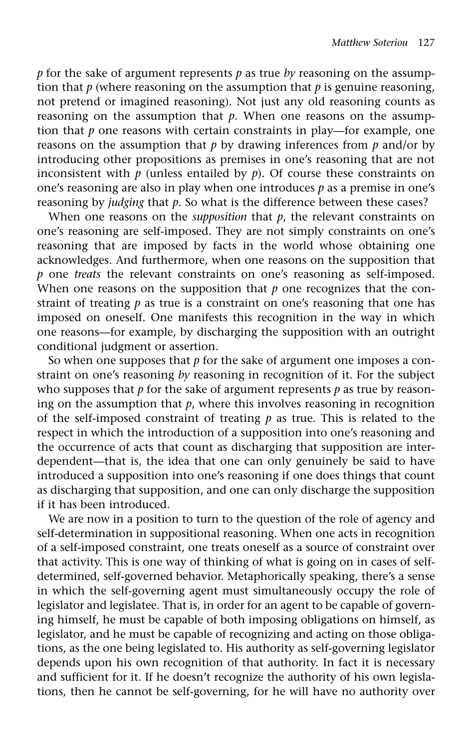*p* for the sake of argument represents *p* as true *by* reasoning on the assumption that *p* (where reasoning on the assumption that *p* is genuine reasoning, not pretend or imagined reasoning). Not just any old reasoning counts as reasoning on the assumption that *p*. When one reasons on the assumption that *p* one reasons with certain constraints in play—for example, one reasons on the assumption that *p* by drawing inferences from *p* and/or by introducing other propositions as premises in one's reasoning that are not inconsistent with *p* (unless entailed by *p*). Of course these constraints on one's reasoning are also in play when one introduces *p* as a premise in one's reasoning by *judging* that *p*. So what is the difference between these cases?

When one reasons on the *supposition* that *p*, the relevant constraints on one's reasoning are self-imposed. They are not simply constraints on one's reasoning that are imposed by facts in the world whose obtaining one acknowledges. And furthermore, when one reasons on the supposition that *p* one *treats* the relevant constraints on one's reasoning as self-imposed. When one reasons on the supposition that *p* one recognizes that the constraint of treating *p* as true is a constraint on one's reasoning that one has imposed on oneself. One manifests this recognition in the way in which one reasons—for example, by discharging the supposition with an outright conditional judgment or assertion.

So when one supposes that *p* for the sake of argument one imposes a constraint on one's reasoning *by* reasoning in recognition of it. For the subject who supposes that *p* for the sake of argument represents *p* as true by reasoning on the assumption that *p*, where this involves reasoning in recognition of the self-imposed constraint of treating *p* as true. This is related to the respect in which the introduction of a supposition into one's reasoning and the occurrence of acts that count as discharging that supposition are interdependent—that is, the idea that one can only genuinely be said to have introduced a supposition into one's reasoning if one does things that count as discharging that supposition, and one can only discharge the supposition if it has been introduced.

We are now in a position to turn to the question of the role of agency and self-determination in suppositional reasoning. When one acts in recognition of a self-imposed constraint, one treats oneself as a source of constraint over that activity. This is one way of thinking of what is going on in cases of self-determined, self-governed behavior. Metaphorically speaking, there's a sense in which the self-governing agent must simultaneously occupy the role of legislator and legislatee. That is, in order for an agent to be capable of governing himself, he must be capable of both imposing obligations on himself, as legislator, and he must be capable of recognizing and acting on those obligations, as the one being legislated to. His authority as self-governing legislator depends upon his own recognition of that authority. In fact it is necessary and sufficient for it. If he doesn't recognize the authority of his own legislations, then he cannot be self-governing, for he will have no authority over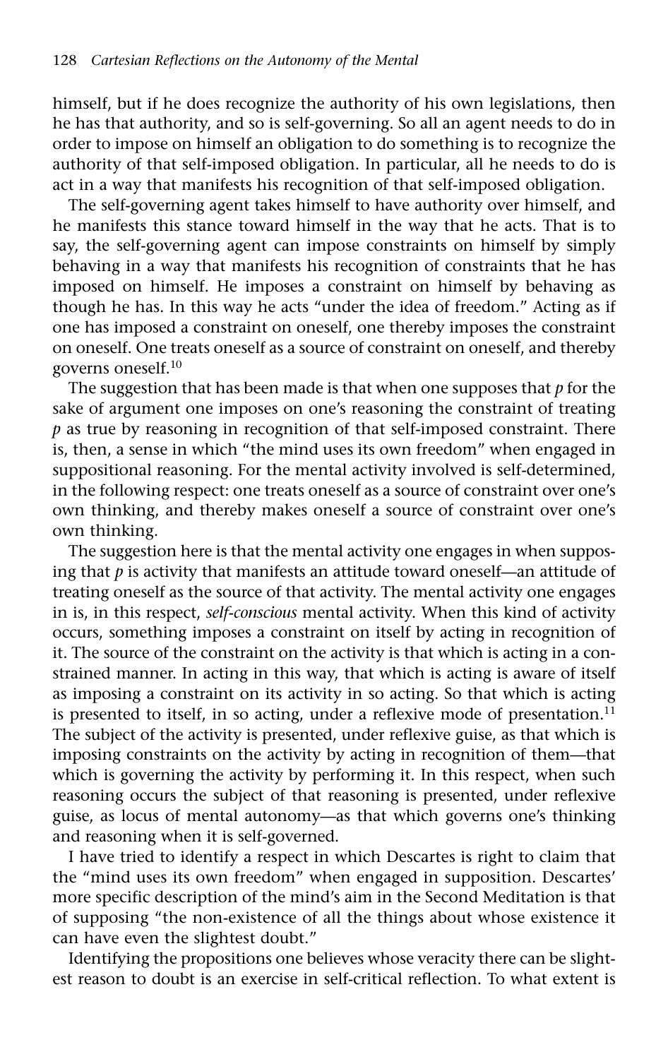himself, but if he does recognize the authority of his own legislations, then he has that authority, and so is self-governing. So all an agent needs to do in order to impose on himself an obligation to do something is to recognize the authority of that self-imposed obligation. In particular, all he needs to do is act in a way that manifests his recognition of that self-imposed obligation.

The self-governing agent takes himself to have authority over himself, and he manifests this stance toward himself in the way that he acts. That is to say, the self-governing agent can impose constraints on himself by simply behaving in a way that manifests his recognition of constraints that he has imposed on himself. He imposes a constraint on himself by behaving as though he has. In this way he acts "under the idea of freedom." Acting as if one has imposed a constraint on oneself, one thereby imposes the constraint on oneself. One treats oneself as a source of constraint on oneself, and thereby governs oneself.[10]

The suggestion that has been made is that when one supposes that *p* for the sake of argument one imposes on one's reasoning the constraint of treating *p* as true by reasoning in recognition of that self-imposed constraint. There is, then, a sense in which "the mind uses its own freedom" when engaged in suppositional reasoning. For the mental activity involved is self-determined, in the following respect: one treats oneself as a source of constraint over one's own thinking, and thereby makes oneself a source of constraint over one's own thinking.

The suggestion here is that the mental activity one engages in when supposing that *p* is activity that manifests an attitude toward oneself—an attitude of treating oneself as the source of that activity. The mental activity one engages in is, in this respect, *self-conscious* mental activity. When this kind of activity occurs, something imposes a constraint on itself by acting in recognition of it. The source of the constraint on the activity is that which is acting in a constrained manner. In acting in this way, that which is acting is aware of itself as imposing a constraint on its activity in so acting. So that which is acting is presented to itself, in so acting, under a reflexive mode of presentation.[11] The subject of the activity is presented, under reflexive guise, as that which is imposing constraints on the activity by acting in recognition of them—that which is governing the activity by performing it. In this respect, when such reasoning occurs the subject of that reasoning is presented, under reflexive guise, as locus of mental autonomy—as that which governs one's thinking and reasoning when it is self-governed.

I have tried to identify a respect in which Descartes is right to claim that the "mind uses its own freedom" when engaged in supposition. Descartes' more specific description of the mind's aim in the Second Meditation is that of supposing "the non-existence of all the things about whose existence it can have even the slightest doubt."

Identifying the propositions one believes whose veracity there can be slightest reason to doubt is an exercise in self-critical reflection. To what extent is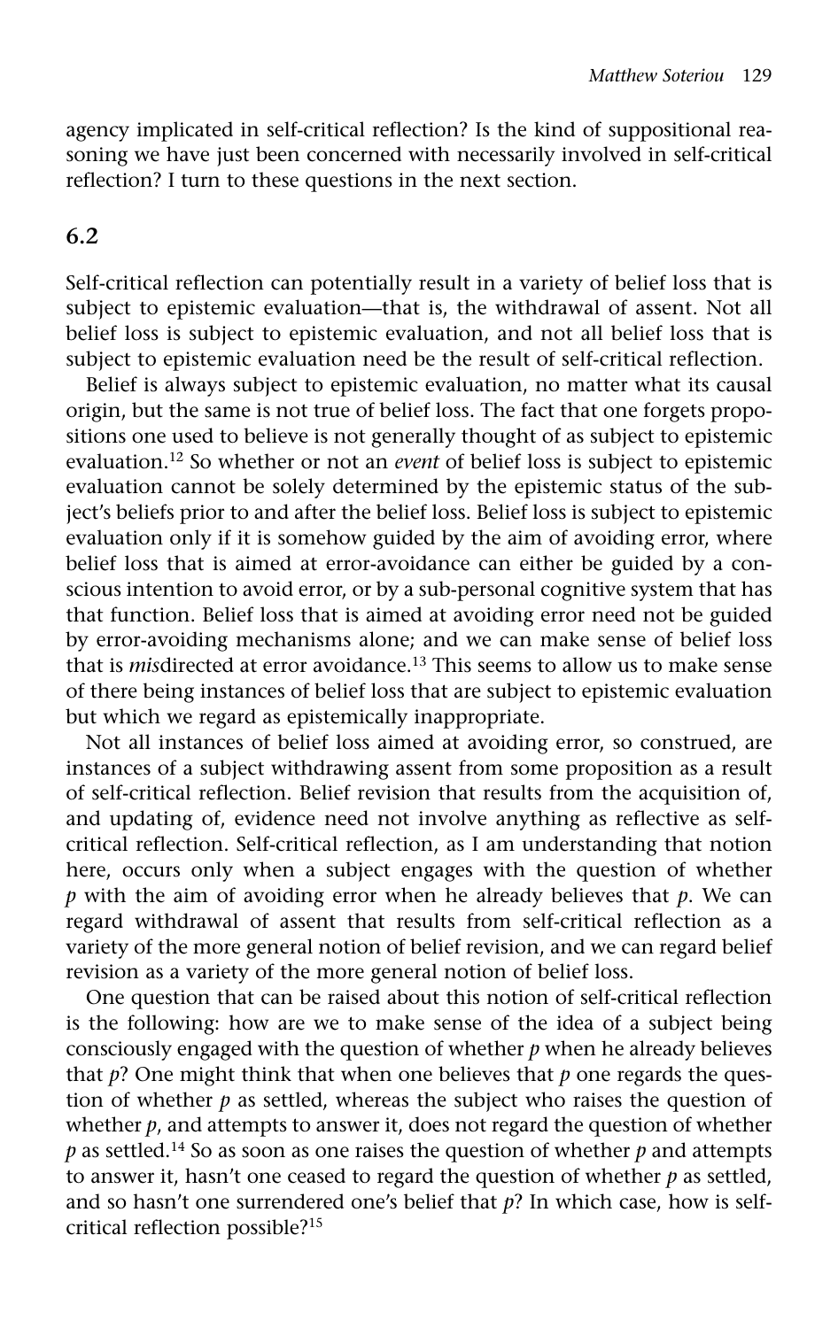agency implicated in self-critical reflection? Is the kind of suppositional reasoning we have just been concerned with necessarily involved in self-critical reflection? I turn to these questions in the next section.

## 6.2

Self-critical reflection can potentially result in a variety of belief loss that is subject to epistemic evaluation—that is, the withdrawal of assent. Not all belief loss is subject to epistemic evaluation, and not all belief loss that is subject to epistemic evaluation need be the result of self-critical reflection.

Belief is always subject to epistemic evaluation, no matter what its causal origin, but the same is not true of belief loss. The fact that one forgets propositions one used to believe is not generally thought of as subject to epistemic evaluation.[12] So whether or not an *event* of belief loss is subject to epistemic evaluation cannot be solely determined by the epistemic status of the subject's beliefs prior to and after the belief loss. Belief loss is subject to epistemic evaluation only if it is somehow guided by the aim of avoiding error, where belief loss that is aimed at error-avoidance can either be guided by a conscious intention to avoid error, or by a sub-personal cognitive system that has that function. Belief loss that is aimed at avoiding error need not be guided by error-avoiding mechanisms alone; and we can make sense of belief loss that is *mis*directed at error avoidance.[13] This seems to allow us to make sense of there being instances of belief loss that are subject to epistemic evaluation but which we regard as epistemically inappropriate.

Not all instances of belief loss aimed at avoiding error, so construed, are instances of a subject withdrawing assent from some proposition as a result of self-critical reflection. Belief revision that results from the acquisition of, and updating of, evidence need not involve anything as reflective as self-critical reflection. Self-critical reflection, as I am understanding that notion here, occurs only when a subject engages with the question of whether *p* with the aim of avoiding error when he already believes that *p*. We can regard withdrawal of assent that results from self-critical reflection as a variety of the more general notion of belief revision, and we can regard belief revision as a variety of the more general notion of belief loss.

One question that can be raised about this notion of self-critical reflection is the following: how are we to make sense of the idea of a subject being consciously engaged with the question of whether *p* when he already believes that *p*? One might think that when one believes that *p* one regards the question of whether *p* as settled, whereas the subject who raises the question of whether *p*, and attempts to answer it, does not regard the question of whether *p* as settled.[14] So as soon as one raises the question of whether *p* and attempts to answer it, hasn't one ceased to regard the question of whether *p* as settled, and so hasn't one surrendered one's belief that *p*? In which case, how is self-critical reflection possible?[15]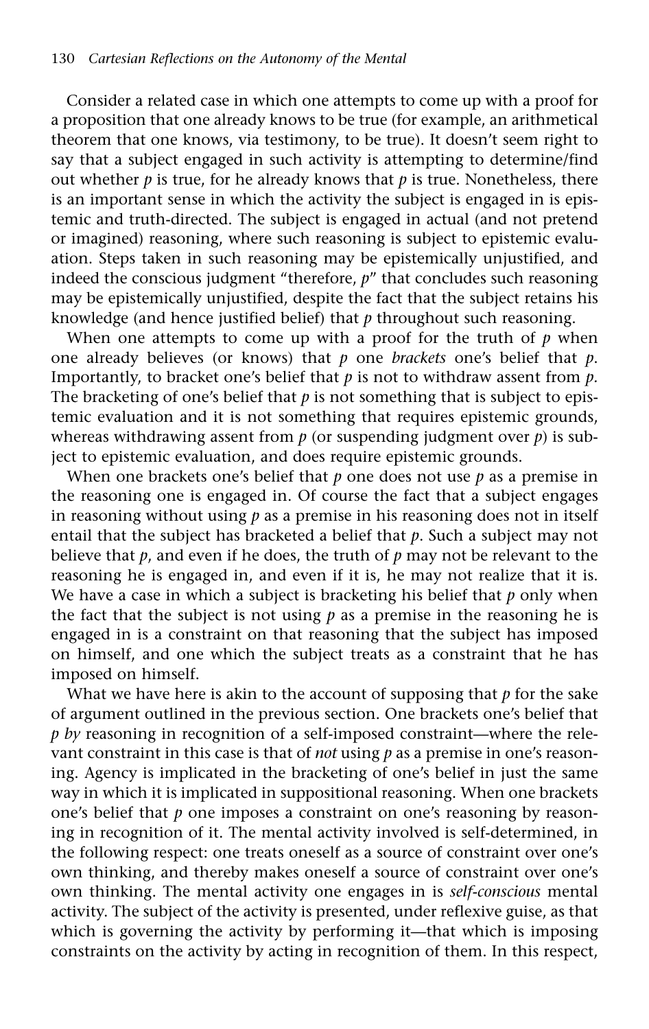Consider a related case in which one attempts to come up with a proof for a proposition that one already knows to be true (for example, an arithmetical theorem that one knows, via testimony, to be true). It doesn't seem right to say that a subject engaged in such activity is attempting to determine/find out whether *p* is true, for he already knows that *p* is true. Nonetheless, there is an important sense in which the activity the subject is engaged in is epistemic and truth-directed. The subject is engaged in actual (and not pretend or imagined) reasoning, where such reasoning is subject to epistemic evaluation. Steps taken in such reasoning may be epistemically unjustified, and indeed the conscious judgment "therefore, *p*" that concludes such reasoning may be epistemically unjustified, despite the fact that the subject retains his knowledge (and hence justified belief) that *p* throughout such reasoning.

When one attempts to come up with a proof for the truth of *p* when one already believes (or knows) that *p* one *brackets* one's belief that *p*. Importantly, to bracket one's belief that *p* is not to withdraw assent from *p*. The bracketing of one's belief that *p* is not something that is subject to epistemic evaluation and it is not something that requires epistemic grounds, whereas withdrawing assent from *p* (or suspending judgment over *p*) is subject to epistemic evaluation, and does require epistemic grounds.

When one brackets one's belief that *p* one does not use *p* as a premise in the reasoning one is engaged in. Of course the fact that a subject engages in reasoning without using *p* as a premise in his reasoning does not in itself entail that the subject has bracketed a belief that *p*. Such a subject may not believe that *p*, and even if he does, the truth of *p* may not be relevant to the reasoning he is engaged in, and even if it is, he may not realize that it is. We have a case in which a subject is bracketing his belief that *p* only when the fact that the subject is not using *p* as a premise in the reasoning he is engaged in is a constraint on that reasoning that the subject has imposed on himself, and one which the subject treats as a constraint that he has imposed on himself.

What we have here is akin to the account of supposing that *p* for the sake of argument outlined in the previous section. One brackets one's belief that *p by* reasoning in recognition of a self-imposed constraint—where the relevant constraint in this case is that of *not* using *p* as a premise in one's reasoning. Agency is implicated in the bracketing of one's belief in just the same way in which it is implicated in suppositional reasoning. When one brackets one's belief that *p* one imposes a constraint on one's reasoning by reasoning in recognition of it. The mental activity involved is self-determined, in the following respect: one treats oneself as a source of constraint over one's own thinking, and thereby makes oneself a source of constraint over one's own thinking. The mental activity one engages in is *self-conscious* mental activity. The subject of the activity is presented, under reflexive guise, as that which is governing the activity by performing it—that which is imposing constraints on the activity by acting in recognition of them. In this respect,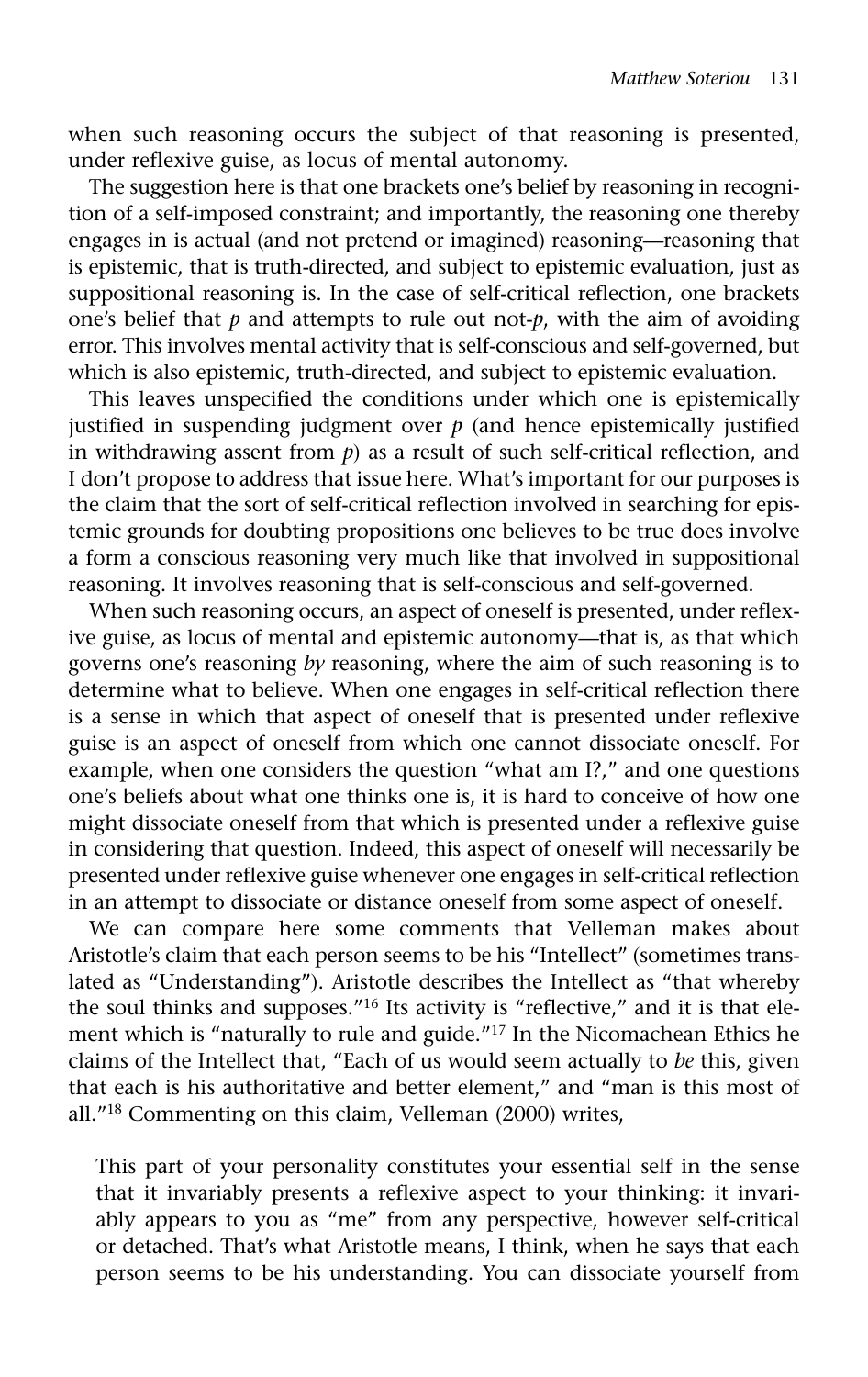when such reasoning occurs the subject of that reasoning is presented, under reflexive guise, as locus of mental autonomy.

The suggestion here is that one brackets one's belief by reasoning in recognition of a self-imposed constraint; and importantly, the reasoning one thereby engages in is actual (and not pretend or imagined) reasoning—reasoning that is epistemic, that is truth-directed, and subject to epistemic evaluation, just as suppositional reasoning is. In the case of self-critical reflection, one brackets one's belief that *p* and attempts to rule out not-*p*, with the aim of avoiding error. This involves mental activity that is self-conscious and self-governed, but which is also epistemic, truth-directed, and subject to epistemic evaluation.

This leaves unspecified the conditions under which one is epistemically justified in suspending judgment over *p* (and hence epistemically justified in withdrawing assent from *p*) as a result of such self-critical reflection, and I don't propose to address that issue here. What's important for our purposes is the claim that the sort of self-critical reflection involved in searching for epistemic grounds for doubting propositions one believes to be true does involve a form a conscious reasoning very much like that involved in suppositional reasoning. It involves reasoning that is self-conscious and self-governed.

When such reasoning occurs, an aspect of oneself is presented, under reflexive guise, as locus of mental and epistemic autonomy—that is, as that which governs one's reasoning *by* reasoning, where the aim of such reasoning is to determine what to believe. When one engages in self-critical reflection there is a sense in which that aspect of oneself that is presented under reflexive guise is an aspect of oneself from which one cannot dissociate oneself. For example, when one considers the question "what am I?," and one questions one's beliefs about what one thinks one is, it is hard to conceive of how one might dissociate oneself from that which is presented under a reflexive guise in considering that question. Indeed, this aspect of oneself will necessarily be presented under reflexive guise whenever one engages in self-critical reflection in an attempt to dissociate or distance oneself from some aspect of oneself.

We can compare here some comments that Velleman makes about Aristotle's claim that each person seems to be his "Intellect" (sometimes translated as "Understanding"). Aristotle describes the Intellect as "that whereby the soul thinks and supposes."[16] Its activity is "reflective," and it is that element which is "naturally to rule and guide."[17] In the Nicomachean Ethics he claims of the Intellect that, "Each of us would seem actually to *be* this, given that each is his authoritative and better element," and "man is this most of all."[18] Commenting on this claim, Velleman (2000) writes,

> This part of your personality constitutes your essential self in the sense that it invariably presents a reflexive aspect to your thinking: it invariably appears to you as "me" from any perspective, however self-critical or detached. That's what Aristotle means, I think, when he says that each person seems to be his understanding. You can dissociate yourself from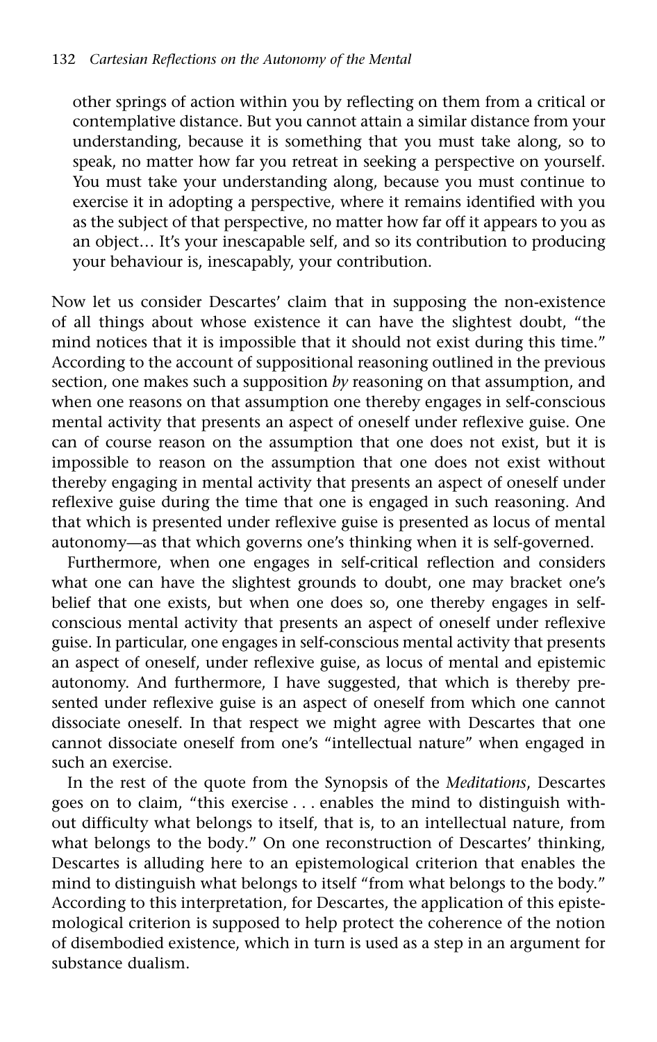other springs of action within you by reflecting on them from a critical or contemplative distance. But you cannot attain a similar distance from your understanding, because it is something that you must take along, so to speak, no matter how far you retreat in seeking a perspective on yourself. You must take your understanding along, because you must continue to exercise it in adopting a perspective, where it remains identified with you as the subject of that perspective, no matter how far off it appears to you as an object… It's your inescapable self, and so its contribution to producing your behaviour is, inescapably, your contribution.

Now let us consider Descartes' claim that in supposing the non-existence of all things about whose existence it can have the slightest doubt, "the mind notices that it is impossible that it should not exist during this time." According to the account of suppositional reasoning outlined in the previous section, one makes such a supposition *by* reasoning on that assumption, and when one reasons on that assumption one thereby engages in self-conscious mental activity that presents an aspect of oneself under reflexive guise. One can of course reason on the assumption that one does not exist, but it is impossible to reason on the assumption that one does not exist without thereby engaging in mental activity that presents an aspect of oneself under reflexive guise during the time that one is engaged in such reasoning. And that which is presented under reflexive guise is presented as locus of mental autonomy—as that which governs one's thinking when it is self-governed.

Furthermore, when one engages in self-critical reflection and considers what one can have the slightest grounds to doubt, one may bracket one's belief that one exists, but when one does so, one thereby engages in self-conscious mental activity that presents an aspect of oneself under reflexive guise. In particular, one engages in self-conscious mental activity that presents an aspect of oneself, under reflexive guise, as locus of mental and epistemic autonomy. And furthermore, I have suggested, that which is thereby presented under reflexive guise is an aspect of oneself from which one cannot dissociate oneself. In that respect we might agree with Descartes that one cannot dissociate oneself from one's "intellectual nature" when engaged in such an exercise.

In the rest of the quote from the Synopsis of the *Meditations*, Descartes goes on to claim, "this exercise . . . enables the mind to distinguish without difficulty what belongs to itself, that is, to an intellectual nature, from what belongs to the body." On one reconstruction of Descartes' thinking, Descartes is alluding here to an epistemological criterion that enables the mind to distinguish what belongs to itself "from what belongs to the body." According to this interpretation, for Descartes, the application of this epistemological criterion is supposed to help protect the coherence of the notion of disembodied existence, which in turn is used as a step in an argument for substance dualism.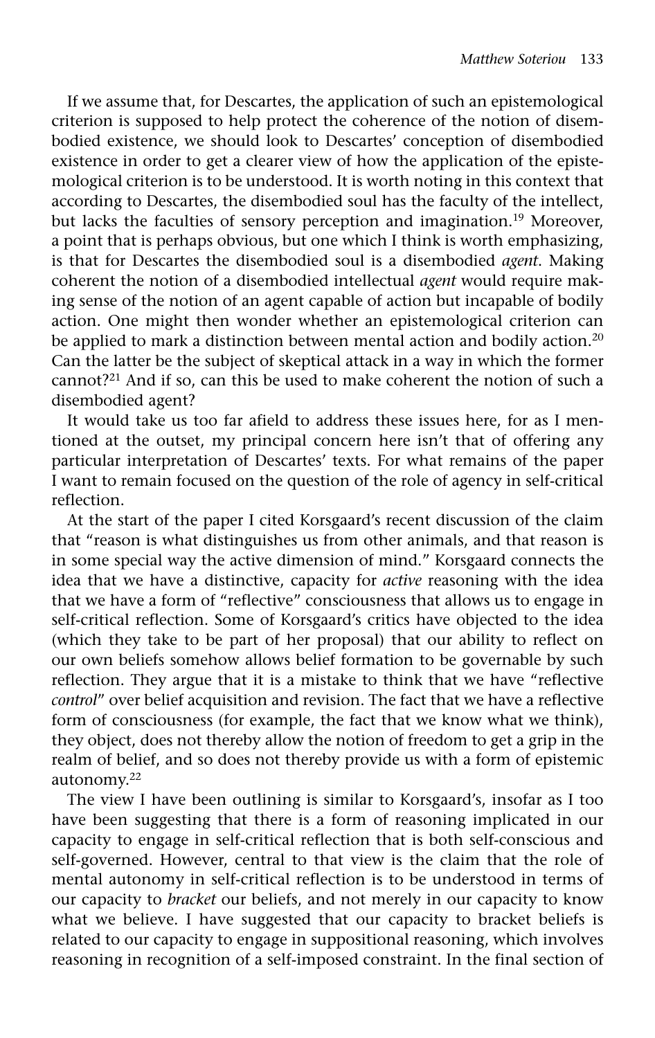If we assume that, for Descartes, the application of such an epistemological criterion is supposed to help protect the coherence of the notion of disembodied existence, we should look to Descartes' conception of disembodied existence in order to get a clearer view of how the application of the epistemological criterion is to be understood. It is worth noting in this context that according to Descartes, the disembodied soul has the faculty of the intellect, but lacks the faculties of sensory perception and imagination.[19] Moreover, a point that is perhaps obvious, but one which I think is worth emphasizing, is that for Descartes the disembodied soul is a disembodied *agent*. Making coherent the notion of a disembodied intellectual *agent* would require making sense of the notion of an agent capable of action but incapable of bodily action. One might then wonder whether an epistemological criterion can be applied to mark a distinction between mental action and bodily action.[20] Can the latter be the subject of skeptical attack in a way in which the former cannot?[21] And if so, can this be used to make coherent the notion of such a disembodied agent?

It would take us too far afield to address these issues here, for as I mentioned at the outset, my principal concern here isn't that of offering any particular interpretation of Descartes' texts. For what remains of the paper I want to remain focused on the question of the role of agency in self-critical reflection.

At the start of the paper I cited Korsgaard's recent discussion of the claim that "reason is what distinguishes us from other animals, and that reason is in some special way the active dimension of mind." Korsgaard connects the idea that we have a distinctive, capacity for *active* reasoning with the idea that we have a form of "reflective" consciousness that allows us to engage in self-critical reflection. Some of Korsgaard's critics have objected to the idea (which they take to be part of her proposal) that our ability to reflect on our own beliefs somehow allows belief formation to be governable by such reflection. They argue that it is a mistake to think that we have "reflective *control*" over belief acquisition and revision. The fact that we have a reflective form of consciousness (for example, the fact that we know what we think), they object, does not thereby allow the notion of freedom to get a grip in the realm of belief, and so does not thereby provide us with a form of epistemic autonomy.[22]

The view I have been outlining is similar to Korsgaard's, insofar as I too have been suggesting that there is a form of reasoning implicated in our capacity to engage in self-critical reflection that is both self-conscious and self-governed. However, central to that view is the claim that the role of mental autonomy in self-critical reflection is to be understood in terms of our capacity to *bracket* our beliefs, and not merely in our capacity to know what we believe. I have suggested that our capacity to bracket beliefs is related to our capacity to engage in suppositional reasoning, which involves reasoning in recognition of a self-imposed constraint. In the final section of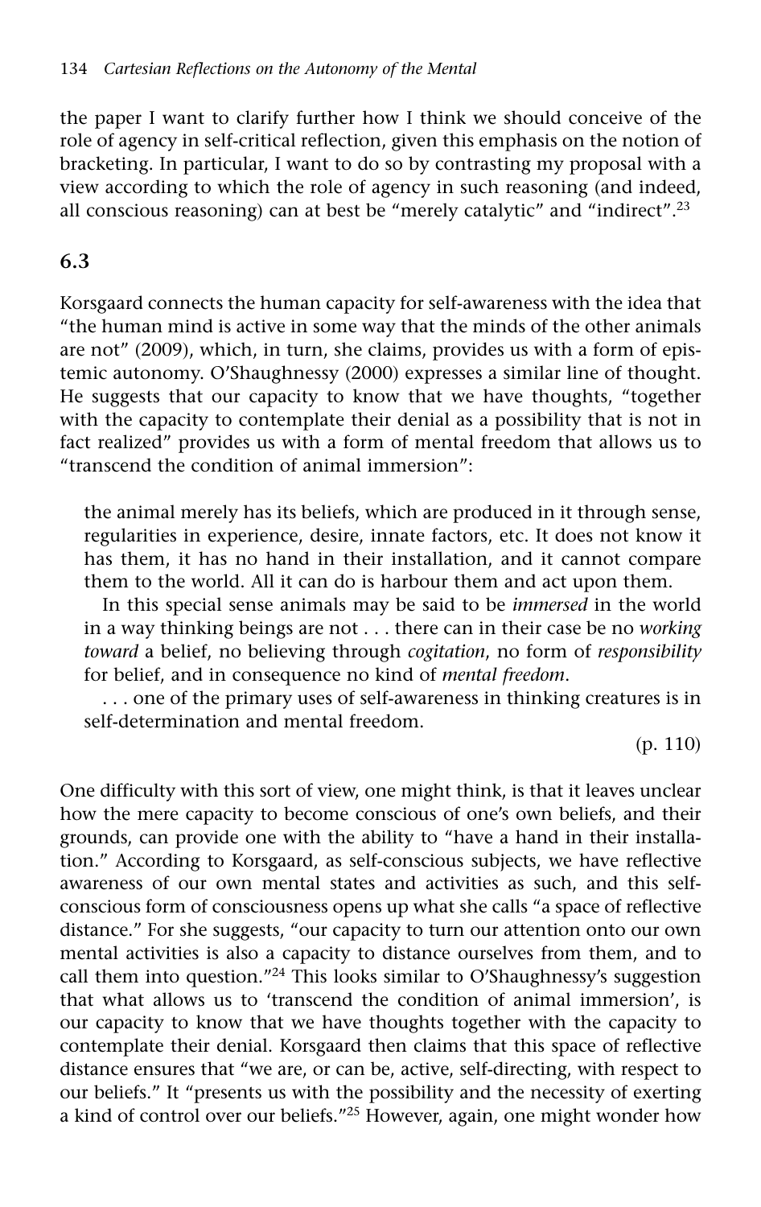the paper I want to clarify further how I think we should conceive of the role of agency in self-critical reflection, given this emphasis on the notion of bracketing. In particular, I want to do so by contrasting my proposal with a view according to which the role of agency in such reasoning (and indeed, all conscious reasoning) can at best be "merely catalytic" and "indirect".[23]

## 6.3

Korsgaard connects the human capacity for self-awareness with the idea that "the human mind is active in some way that the minds of the other animals are not" (2009), which, in turn, she claims, provides us with a form of epistemic autonomy. O'Shaughnessy (2000) expresses a similar line of thought. He suggests that our capacity to know that we have thoughts, "together with the capacity to contemplate their denial as a possibility that is not in fact realized" provides us with a form of mental freedom that allows us to "transcend the condition of animal immersion":

> the animal merely has its beliefs, which are produced in it through sense, regularities in experience, desire, innate factors, etc. It does not know it has them, it has no hand in their installation, and it cannot compare them to the world. All it can do is harbour them and act upon them.
>
> In this special sense animals may be said to be *immersed* in the world in a way thinking beings are not . . . there can in their case be no *working toward* a belief, no believing through *cogitation*, no form of *responsibility* for belief, and in consequence no kind of *mental freedom*.
>
> . . . one of the primary uses of self-awareness in thinking creatures is in self-determination and mental freedom.
>
> (p. 110)

One difficulty with this sort of view, one might think, is that it leaves unclear how the mere capacity to become conscious of one's own beliefs, and their grounds, can provide one with the ability to "have a hand in their installation." According to Korsgaard, as self-conscious subjects, we have reflective awareness of our own mental states and activities as such, and this self-conscious form of consciousness opens up what she calls "a space of reflective distance." For she suggests, "our capacity to turn our attention onto our own mental activities is also a capacity to distance ourselves from them, and to call them into question."[24] This looks similar to O'Shaughnessy's suggestion that what allows us to 'transcend the condition of animal immersion', is our capacity to know that we have thoughts together with the capacity to contemplate their denial. Korsgaard then claims that this space of reflective distance ensures that "we are, or can be, active, self-directing, with respect to our beliefs." It "presents us with the possibility and the necessity of exerting a kind of control over our beliefs."[25] However, again, one might wonder how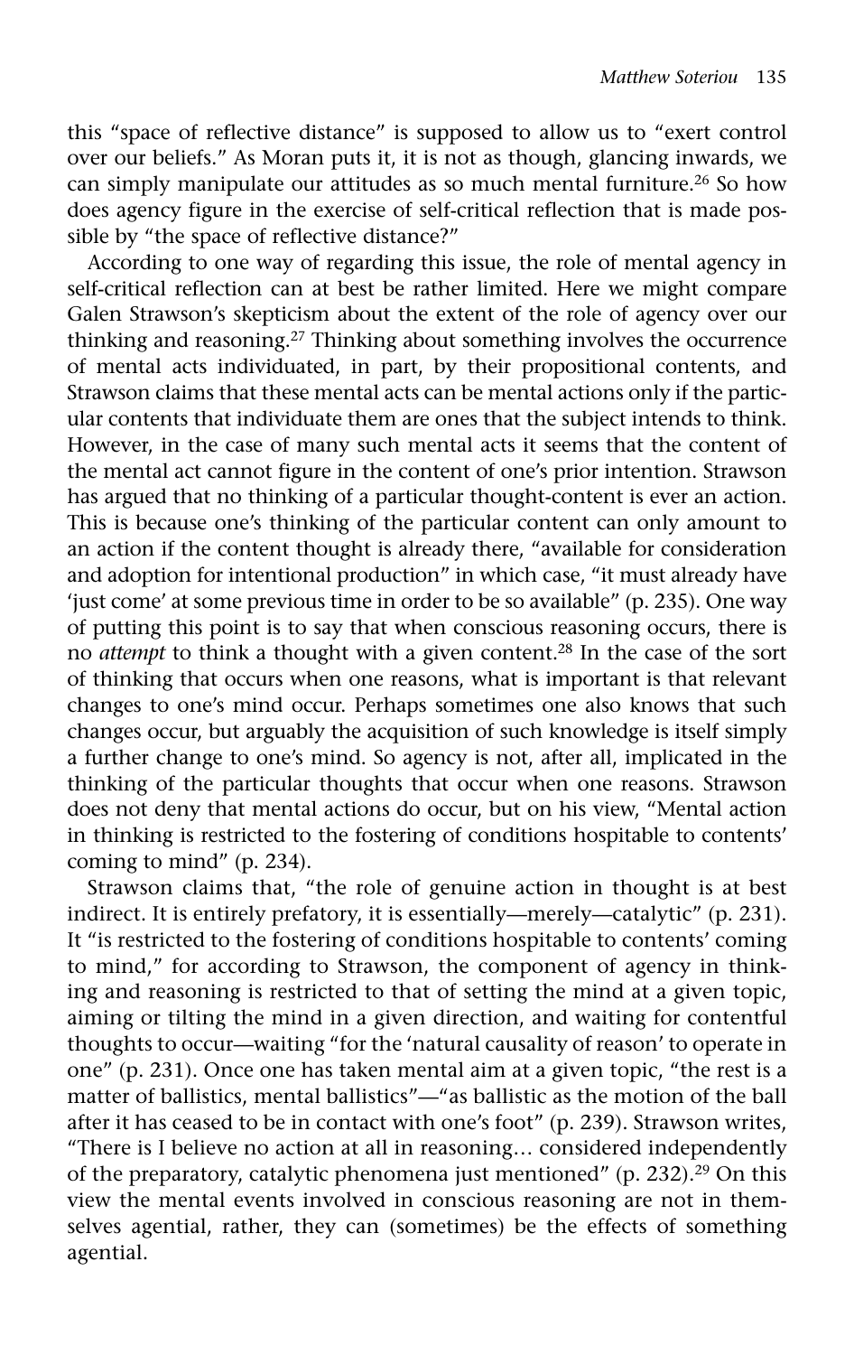this "space of reflective distance" is supposed to allow us to "exert control over our beliefs." As Moran puts it, it is not as though, glancing inwards, we can simply manipulate our attitudes as so much mental furniture.[26] So how does agency figure in the exercise of self-critical reflection that is made possible by "the space of reflective distance?"

According to one way of regarding this issue, the role of mental agency in self-critical reflection can at best be rather limited. Here we might compare Galen Strawson's skepticism about the extent of the role of agency over our thinking and reasoning.[27] Thinking about something involves the occurrence of mental acts individuated, in part, by their propositional contents, and Strawson claims that these mental acts can be mental actions only if the particular contents that individuate them are ones that the subject intends to think. However, in the case of many such mental acts it seems that the content of the mental act cannot figure in the content of one's prior intention. Strawson has argued that no thinking of a particular thought-content is ever an action. This is because one's thinking of the particular content can only amount to an action if the content thought is already there, "available for consideration and adoption for intentional production" in which case, "it must already have 'just come' at some previous time in order to be so available" (p. 235). One way of putting this point is to say that when conscious reasoning occurs, there is no *attempt* to think a thought with a given content.[28] In the case of the sort of thinking that occurs when one reasons, what is important is that relevant changes to one's mind occur. Perhaps sometimes one also knows that such changes occur, but arguably the acquisition of such knowledge is itself simply a further change to one's mind. So agency is not, after all, implicated in the thinking of the particular thoughts that occur when one reasons. Strawson does not deny that mental actions do occur, but on his view, "Mental action in thinking is restricted to the fostering of conditions hospitable to contents' coming to mind" (p. 234).

Strawson claims that, "the role of genuine action in thought is at best indirect. It is entirely prefatory, it is essentially—merely—catalytic" (p. 231). It "is restricted to the fostering of conditions hospitable to contents' coming to mind," for according to Strawson, the component of agency in thinking and reasoning is restricted to that of setting the mind at a given topic, aiming or tilting the mind in a given direction, and waiting for contentful thoughts to occur—waiting "for the 'natural causality of reason' to operate in one" (p. 231). Once one has taken mental aim at a given topic, "the rest is a matter of ballistics, mental ballistics"—"as ballistic as the motion of the ball after it has ceased to be in contact with one's foot" (p. 239). Strawson writes, "There is I believe no action at all in reasoning… considered independently of the preparatory, catalytic phenomena just mentioned" (p. 232).[29] On this view the mental events involved in conscious reasoning are not in themselves agential, rather, they can (sometimes) be the effects of something agential.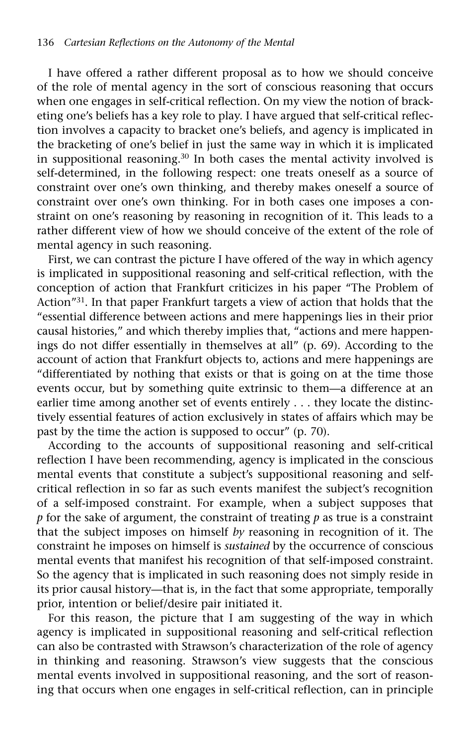I have offered a rather different proposal as to how we should conceive of the role of mental agency in the sort of conscious reasoning that occurs when one engages in self-critical reflection. On my view the notion of bracketing one's beliefs has a key role to play. I have argued that self-critical reflection involves a capacity to bracket one's beliefs, and agency is implicated in the bracketing of one's belief in just the same way in which it is implicated in suppositional reasoning.[30] In both cases the mental activity involved is self-determined, in the following respect: one treats oneself as a source of constraint over one's own thinking, and thereby makes oneself a source of constraint over one's own thinking. For in both cases one imposes a constraint on one's reasoning by reasoning in recognition of it. This leads to a rather different view of how we should conceive of the extent of the role of mental agency in such reasoning.

First, we can contrast the picture I have offered of the way in which agency is implicated in suppositional reasoning and self-critical reflection, with the conception of action that Frankfurt criticizes in his paper "The Problem of Action"[31]. In that paper Frankfurt targets a view of action that holds that the "essential difference between actions and mere happenings lies in their prior causal histories," and which thereby implies that, "actions and mere happenings do not differ essentially in themselves at all" (p. 69). According to the account of action that Frankfurt objects to, actions and mere happenings are "differentiated by nothing that exists or that is going on at the time those events occur, but by something quite extrinsic to them—a difference at an earlier time among another set of events entirely . . . they locate the distinctively essential features of action exclusively in states of affairs which may be past by the time the action is supposed to occur" (p. 70).

According to the accounts of suppositional reasoning and self-critical reflection I have been recommending, agency is implicated in the conscious mental events that constitute a subject's suppositional reasoning and self-critical reflection in so far as such events manifest the subject's recognition of a self-imposed constraint. For example, when a subject supposes that *p* for the sake of argument, the constraint of treating *p* as true is a constraint that the subject imposes on himself *by* reasoning in recognition of it. The constraint he imposes on himself is *sustained* by the occurrence of conscious mental events that manifest his recognition of that self-imposed constraint. So the agency that is implicated in such reasoning does not simply reside in its prior causal history—that is, in the fact that some appropriate, temporally prior, intention or belief/desire pair initiated it.

For this reason, the picture that I am suggesting of the way in which agency is implicated in suppositional reasoning and self-critical reflection can also be contrasted with Strawson's characterization of the role of agency in thinking and reasoning. Strawson's view suggests that the conscious mental events involved in suppositional reasoning, and the sort of reasoning that occurs when one engages in self-critical reflection, can in principle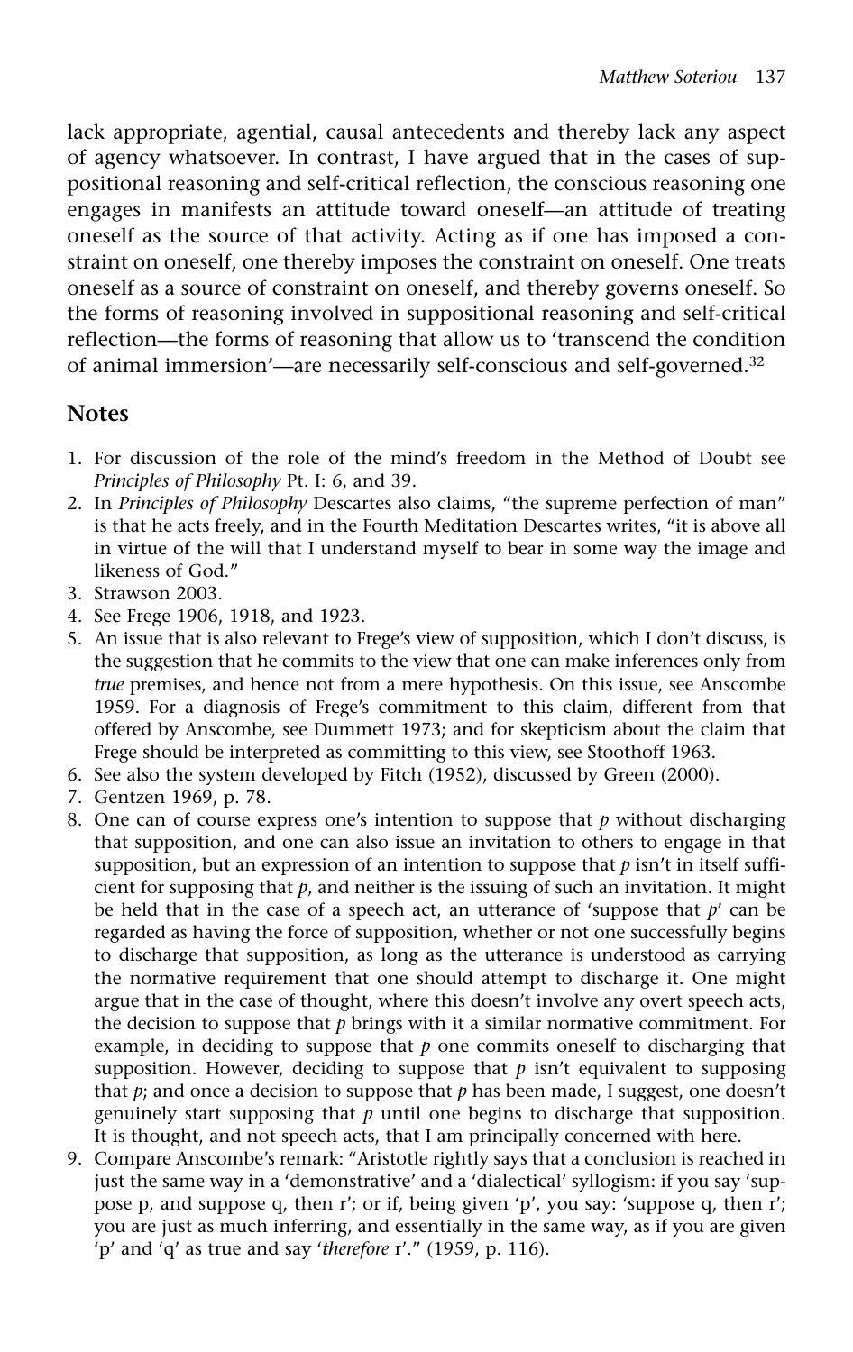lack appropriate, agential, causal antecedents and thereby lack any aspect of agency whatsoever. In contrast, I have argued that in the cases of suppositional reasoning and self-critical reflection, the conscious reasoning one engages in manifests an attitude toward oneself—an attitude of treating oneself as the source of that activity. Acting as if one has imposed a constraint on oneself, one thereby imposes the constraint on oneself. One treats oneself as a source of constraint on oneself, and thereby governs oneself. So the forms of reasoning involved in suppositional reasoning and self-critical reflection—the forms of reasoning that allow us to 'transcend the condition of animal immersion'—are necessarily self-conscious and self-governed.[32]

## Notes

1. For discussion of the role of the mind's freedom in the Method of Doubt see *Principles of Philosophy* Pt. I: 6, and 39.
2. In *Principles of Philosophy* Descartes also claims, "the supreme perfection of man" is that he acts freely, and in the Fourth Meditation Descartes writes, "it is above all in virtue of the will that I understand myself to bear in some way the image and likeness of God."
3. Strawson 2003.
4. See Frege 1906, 1918, and 1923.
5. An issue that is also relevant to Frege's view of supposition, which I don't discuss, is the suggestion that he commits to the view that one can make inferences only from *true* premises, and hence not from a mere hypothesis. On this issue, see Anscombe 1959. For a diagnosis of Frege's commitment to this claim, different from that offered by Anscombe, see Dummett 1973; and for skepticism about the claim that Frege should be interpreted as committing to this view, see Stoothoff 1963.
6. See also the system developed by Fitch (1952), discussed by Green (2000).
7. Gentzen 1969, p. 78.
8. One can of course express one's intention to suppose that *p* without discharging that supposition, and one can also issue an invitation to others to engage in that supposition, but an expression of an intention to suppose that *p* isn't in itself sufficient for supposing that *p*, and neither is the issuing of such an invitation. It might be held that in the case of a speech act, an utterance of 'suppose that *p*' can be regarded as having the force of supposition, whether or not one successfully begins to discharge that supposition, as long as the utterance is understood as carrying the normative requirement that one should attempt to discharge it. One might argue that in the case of thought, where this doesn't involve any overt speech acts, the decision to suppose that *p* brings with it a similar normative commitment. For example, in deciding to suppose that *p* one commits oneself to discharging that supposition. However, deciding to suppose that *p* isn't equivalent to supposing that *p*; and once a decision to suppose that *p* has been made, I suggest, one doesn't genuinely start supposing that *p* until one begins to discharge that supposition. It is thought, and not speech acts, that I am principally concerned with here.
9. Compare Anscombe's remark: "Aristotle rightly says that a conclusion is reached in just the same way in a 'demonstrative' and a 'dialectical' syllogism: if you say 'suppose p, and suppose q, then r'; or if, being given 'p', you say: 'suppose q, then r'; you are just as much inferring, and essentially in the same way, as if you are given 'p' and 'q' as true and say '*therefore* r'." (1959, p. 116).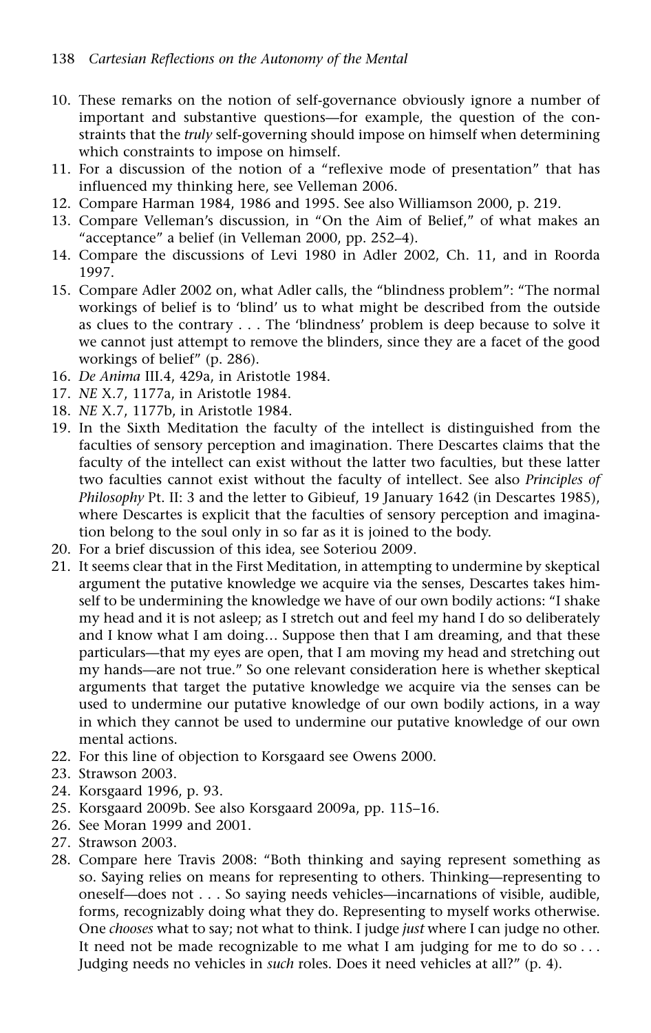10. These remarks on the notion of self-governance obviously ignore a number of important and substantive questions—for example, the question of the constraints that the *truly* self-governing should impose on himself when determining which constraints to impose on himself.
11. For a discussion of the notion of a "reflexive mode of presentation" that has influenced my thinking here, see Velleman 2006.
12. Compare Harman 1984, 1986 and 1995. See also Williamson 2000, p. 219.
13. Compare Velleman's discussion, in "On the Aim of Belief," of what makes an "acceptance" a belief (in Velleman 2000, pp. 252–4).
14. Compare the discussions of Levi 1980 in Adler 2002, Ch. 11, and in Roorda 1997.
15. Compare Adler 2002 on, what Adler calls, the "blindness problem": "The normal workings of belief is to 'blind' us to what might be described from the outside as clues to the contrary . . . The 'blindness' problem is deep because to solve it we cannot just attempt to remove the blinders, since they are a facet of the good workings of belief" (p. 286).
16. *De Anima* III.4, 429a, in Aristotle 1984.
17. *NE* X.7, 1177a, in Aristotle 1984.
18. *NE* X.7, 1177b, in Aristotle 1984.
19. In the Sixth Meditation the faculty of the intellect is distinguished from the faculties of sensory perception and imagination. There Descartes claims that the faculty of the intellect can exist without the latter two faculties, but these latter two faculties cannot exist without the faculty of intellect. See also *Principles of Philosophy* Pt. II: 3 and the letter to Gibieuf, 19 January 1642 (in Descartes 1985), where Descartes is explicit that the faculties of sensory perception and imagination belong to the soul only in so far as it is joined to the body.
20. For a brief discussion of this idea, see Soteriou 2009.
21. It seems clear that in the First Meditation, in attempting to undermine by skeptical argument the putative knowledge we acquire via the senses, Descartes takes himself to be undermining the knowledge we have of our own bodily actions: "I shake my head and it is not asleep; as I stretch out and feel my hand I do so deliberately and I know what I am doing… Suppose then that I am dreaming, and that these particulars—that my eyes are open, that I am moving my head and stretching out my hands—are not true." So one relevant consideration here is whether skeptical arguments that target the putative knowledge we acquire via the senses can be used to undermine our putative knowledge of our own bodily actions, in a way in which they cannot be used to undermine our putative knowledge of our own mental actions.
22. For this line of objection to Korsgaard see Owens 2000.
23. Strawson 2003.
24. Korsgaard 1996, p. 93.
25. Korsgaard 2009b. See also Korsgaard 2009a, pp. 115–16.
26. See Moran 1999 and 2001.
27. Strawson 2003.
28. Compare here Travis 2008: "Both thinking and saying represent something as so. Saying relies on means for representing to others. Thinking—representing to oneself—does not . . . So saying needs vehicles—incarnations of visible, audible, forms, recognizably doing what they do. Representing to myself works otherwise. One *chooses* what to say; not what to think. I judge *just* where I can judge no other. It need not be made recognizable to me what I am judging for me to do so . . . Judging needs no vehicles in *such* roles. Does it need vehicles at all?" (p. 4).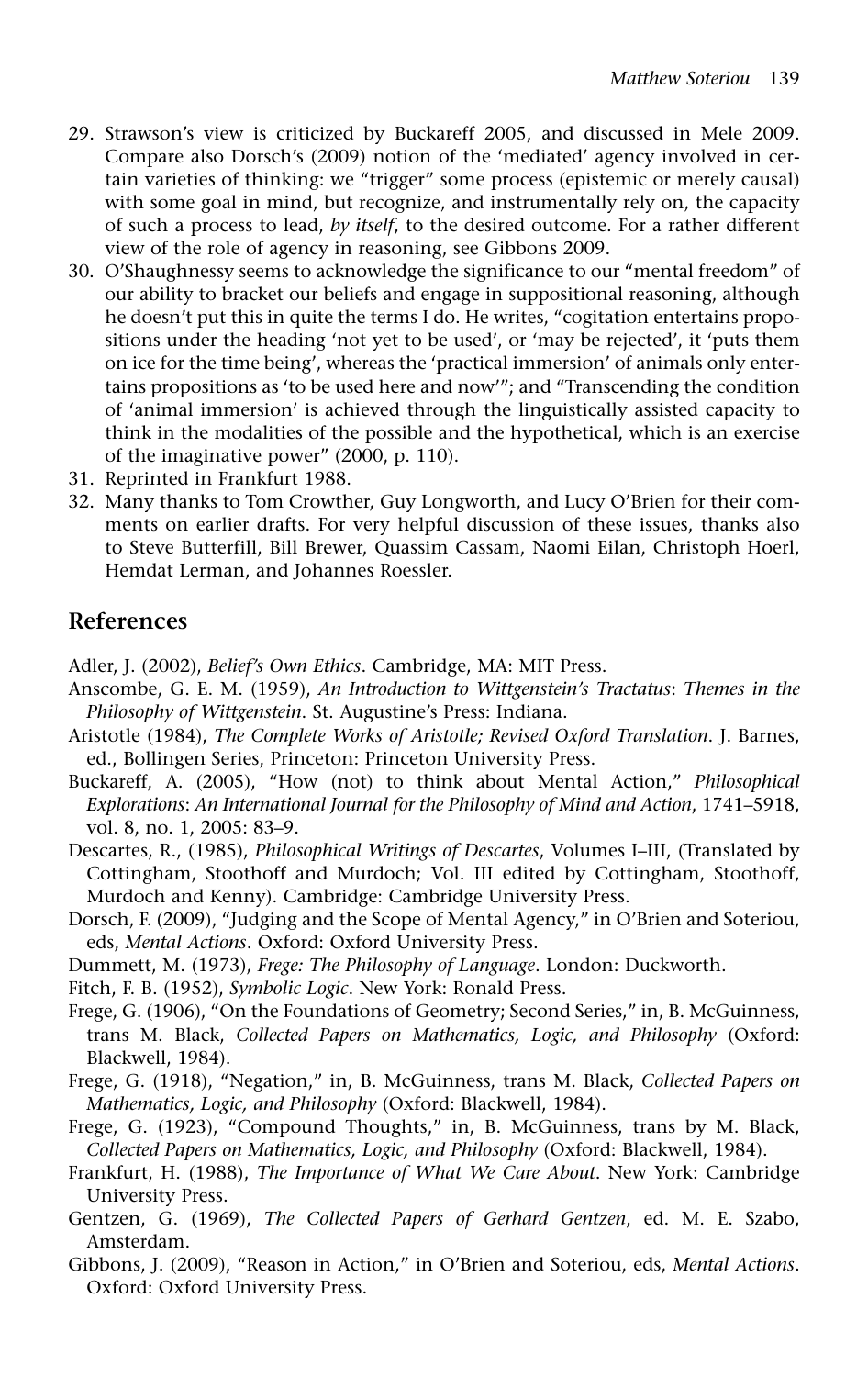29. Strawson's view is criticized by Buckareff 2005, and discussed in Mele 2009. Compare also Dorsch's (2009) notion of the 'mediated' agency involved in certain varieties of thinking: we "trigger" some process (epistemic or merely causal) with some goal in mind, but recognize, and instrumentally rely on, the capacity of such a process to lead, *by itself*, to the desired outcome. For a rather different view of the role of agency in reasoning, see Gibbons 2009.
30. O'Shaughnessy seems to acknowledge the significance to our "mental freedom" of our ability to bracket our beliefs and engage in suppositional reasoning, although he doesn't put this in quite the terms I do. He writes, "cogitation entertains propositions under the heading 'not yet to be used', or 'may be rejected', it 'puts them on ice for the time being', whereas the 'practical immersion' of animals only entertains propositions as 'to be used here and now'"; and "Transcending the condition of 'animal immersion' is achieved through the linguistically assisted capacity to think in the modalities of the possible and the hypothetical, which is an exercise of the imaginative power" (2000, p. 110).
31. Reprinted in Frankfurt 1988.
32. Many thanks to Tom Crowther, Guy Longworth, and Lucy O'Brien for their comments on earlier drafts. For very helpful discussion of these issues, thanks also to Steve Butterfill, Bill Brewer, Quassim Cassam, Naomi Eilan, Christoph Hoerl, Hemdat Lerman, and Johannes Roessler.

## References

Adler, J. (2002), *Belief's Own Ethics*. Cambridge, MA: MIT Press.

Anscombe, G. E. M. (1959), *An Introduction to Wittgenstein's Tractatus*: *Themes in the Philosophy of Wittgenstein*. St. Augustine's Press: Indiana.

Aristotle (1984), *The Complete Works of Aristotle; Revised Oxford Translation*. J. Barnes, ed., Bollingen Series, Princeton: Princeton University Press.

Buckareff, A. (2005), "How (not) to think about Mental Action," *Philosophical Explorations*: *An International Journal for the Philosophy of Mind and Action*, 1741–5918, vol. 8, no. 1, 2005: 83–9.

Descartes, R., (1985), *Philosophical Writings of Descartes*, Volumes I–III, (Translated by Cottingham, Stoothoff and Murdoch; Vol. III edited by Cottingham, Stoothoff, Murdoch and Kenny). Cambridge: Cambridge University Press.

Dorsch, F. (2009), "Judging and the Scope of Mental Agency," in O'Brien and Soteriou, eds, *Mental Actions*. Oxford: Oxford University Press.

Dummett, M. (1973), *Frege: The Philosophy of Language*. London: Duckworth.

Fitch, F. B. (1952), *Symbolic Logic*. New York: Ronald Press.

Frege, G. (1906), "On the Foundations of Geometry; Second Series," in, B. McGuinness, trans M. Black, *Collected Papers on Mathematics, Logic, and Philosophy* (Oxford: Blackwell, 1984).

Frege, G. (1918), "Negation," in, B. McGuinness, trans M. Black, *Collected Papers on Mathematics, Logic, and Philosophy* (Oxford: Blackwell, 1984).

Frege, G. (1923), "Compound Thoughts," in, B. McGuinness, trans by M. Black, *Collected Papers on Mathematics, Logic, and Philosophy* (Oxford: Blackwell, 1984).

Frankfurt, H. (1988), *The Importance of What We Care About*. New York: Cambridge University Press.

Gentzen, G. (1969), *The Collected Papers of Gerhard Gentzen*, ed. M. E. Szabo, Amsterdam.

Gibbons, J. (2009), "Reason in Action," in O'Brien and Soteriou, eds, *Mental Actions*. Oxford: Oxford University Press.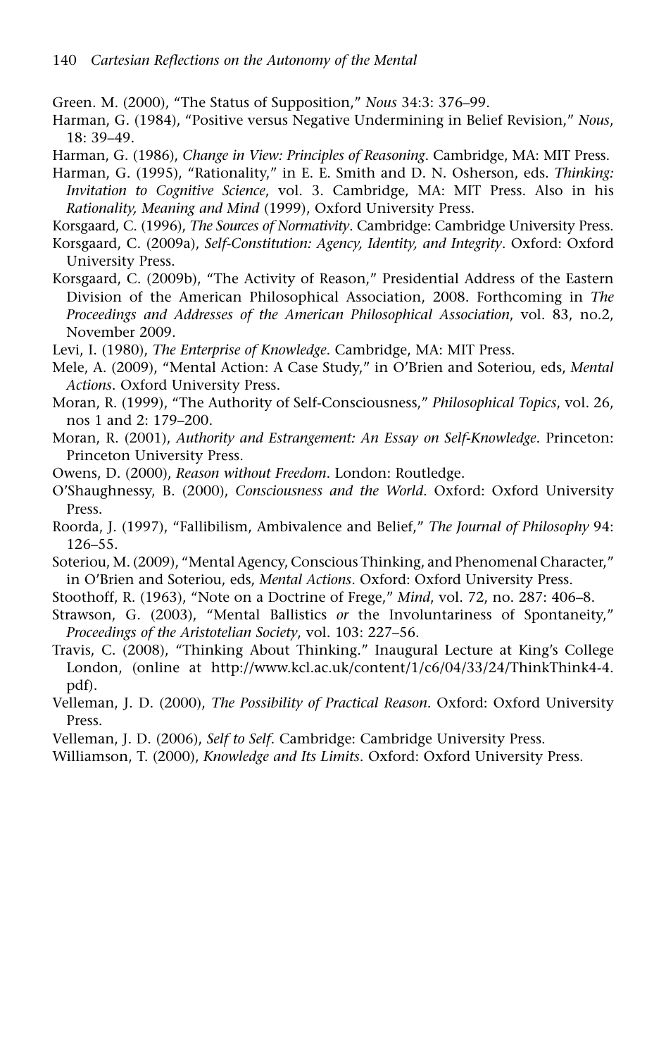Green. M. (2000), "The Status of Supposition," *Nous* 34:3: 376–99.

Harman, G. (1984), "Positive versus Negative Undermining in Belief Revision," *Nous*, 18: 39–49.

Harman, G. (1986), *Change in View: Principles of Reasoning*. Cambridge, MA: MIT Press.

Harman, G. (1995), "Rationality," in E. E. Smith and D. N. Osherson, eds. *Thinking: Invitation to Cognitive Science*, vol. 3. Cambridge, MA: MIT Press. Also in his *Rationality, Meaning and Mind* (1999), Oxford University Press.

Korsgaard, C. (1996), *The Sources of Normativity*. Cambridge: Cambridge University Press.

Korsgaard, C. (2009a), *Self-Constitution: Agency, Identity, and Integrity*. Oxford: Oxford University Press.

Korsgaard, C. (2009b), "The Activity of Reason," Presidential Address of the Eastern Division of the American Philosophical Association, 2008. Forthcoming in *The Proceedings and Addresses of the American Philosophical Association*, vol. 83, no.2, November 2009.

Levi, I. (1980), *The Enterprise of Knowledge*. Cambridge, MA: MIT Press.

Mele, A. (2009), "Mental Action: A Case Study," in O'Brien and Soteriou, eds, *Mental Actions*. Oxford University Press.

Moran, R. (1999), "The Authority of Self-Consciousness," *Philosophical Topics*, vol. 26, nos 1 and 2: 179–200.

Moran, R. (2001), *Authority and Estrangement: An Essay on Self-Knowledge*. Princeton: Princeton University Press.

Owens, D. (2000), *Reason without Freedom*. London: Routledge.

O'Shaughnessy, B. (2000), *Consciousness and the World*. Oxford: Oxford University Press.

Roorda, J. (1997), "Fallibilism, Ambivalence and Belief," *The Journal of Philosophy* 94: 126–55.

Soteriou, M. (2009), "Mental Agency, Conscious Thinking, and Phenomenal Character," in O'Brien and Soteriou, eds, *Mental Actions*. Oxford: Oxford University Press.

Stoothoff, R. (1963), "Note on a Doctrine of Frege," *Mind*, vol. 72, no. 287: 406–8.

Strawson, G. (2003), "Mental Ballistics *or* the Involuntariness of Spontaneity," *Proceedings of the Aristotelian Society*, vol. 103: 227–56.

Travis, C. (2008), "Thinking About Thinking." Inaugural Lecture at King's College London, (online at http://www.kcl.ac.uk/content/1/c6/04/33/24/ThinkThink4-4.pdf).

Velleman, J. D. (2000), *The Possibility of Practical Reason*. Oxford: Oxford University Press.

Velleman, J. D. (2006), *Self to Self*. Cambridge: Cambridge University Press.

Williamson, T. (2000), *Knowledge and Its Limits*. Oxford: Oxford University Press.